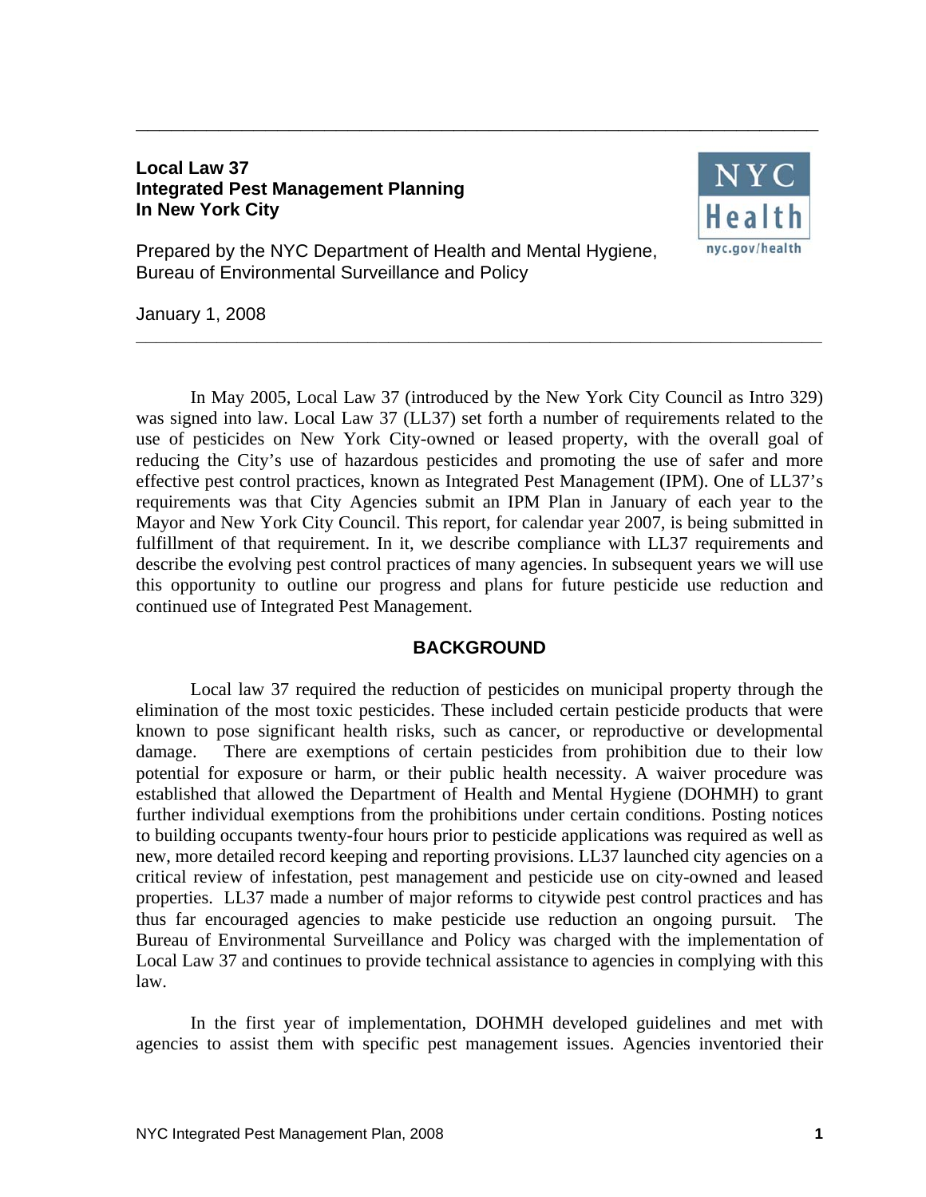# Local Law 37
# Integrated Pest Management Planning
# In New York City

Prepared by the NYC Department of Health and Mental Hygiene, Bureau of Environmental Surveillance and Policy

January 1, 2008

In May 2005, Local Law 37 (introduced by the New York City Council as Intro 329) was signed into law. Local Law 37 (LL37) set forth a number of requirements related to the use of pesticides on New York City-owned or leased property, with the overall goal of reducing the City's use of hazardous pesticides and promoting the use of safer and more effective pest control practices, known as Integrated Pest Management (IPM). One of LL37's requirements was that City Agencies submit an IPM Plan in January of each year to the Mayor and New York City Council. This report, for calendar year 2007, is being submitted in fulfillment of that requirement. In it, we describe compliance with LL37 requirements and describe the evolving pest control practices of many agencies. In subsequent years we will use this opportunity to outline our progress and plans for future pesticide use reduction and continued use of Integrated Pest Management.

## BACKGROUND

Local law 37 required the reduction of pesticides on municipal property through the elimination of the most toxic pesticides. These included certain pesticide products that were known to pose significant health risks, such as cancer, or reproductive or developmental damage. There are exemptions of certain pesticides from prohibition due to their low potential for exposure or harm, or their public health necessity. A waiver procedure was established that allowed the Department of Health and Mental Hygiene (DOHMH) to grant further individual exemptions from the prohibitions under certain conditions. Posting notices to building occupants twenty-four hours prior to pesticide applications was required as well as new, more detailed record keeping and reporting provisions. LL37 launched city agencies on a critical review of infestation, pest management and pesticide use on city-owned and leased properties. LL37 made a number of major reforms to citywide pest control practices and has thus far encouraged agencies to make pesticide use reduction an ongoing pursuit. The Bureau of Environmental Surveillance and Policy was charged with the implementation of Local Law 37 and continues to provide technical assistance to agencies in complying with this law.

In the first year of implementation, DOHMH developed guidelines and met with agencies to assist them with specific pest management issues. Agencies inventoried their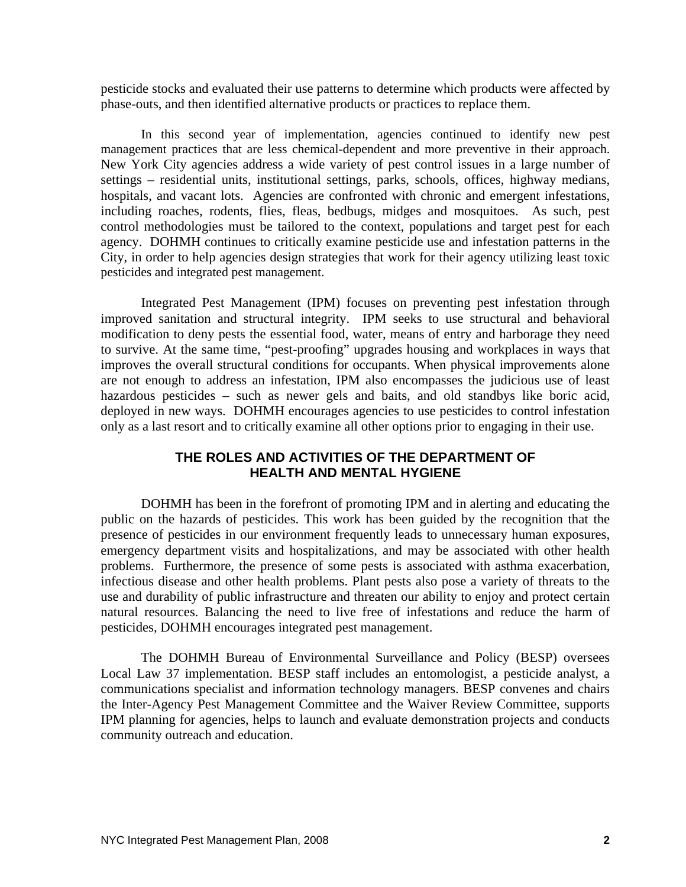pesticide stocks and evaluated their use patterns to determine which products were affected by phase-outs, and then identified alternative products or practices to replace them.

In this second year of implementation, agencies continued to identify new pest management practices that are less chemical-dependent and more preventive in their approach. New York City agencies address a wide variety of pest control issues in a large number of settings – residential units, institutional settings, parks, schools, offices, highway medians, hospitals, and vacant lots. Agencies are confronted with chronic and emergent infestations, including roaches, rodents, flies, fleas, bedbugs, midges and mosquitoes. As such, pest control methodologies must be tailored to the context, populations and target pest for each agency. DOHMH continues to critically examine pesticide use and infestation patterns in the City, in order to help agencies design strategies that work for their agency utilizing least toxic pesticides and integrated pest management.

Integrated Pest Management (IPM) focuses on preventing pest infestation through improved sanitation and structural integrity. IPM seeks to use structural and behavioral modification to deny pests the essential food, water, means of entry and harborage they need to survive. At the same time, "pest-proofing" upgrades housing and workplaces in ways that improves the overall structural conditions for occupants. When physical improvements alone are not enough to address an infestation, IPM also encompasses the judicious use of least hazardous pesticides – such as newer gels and baits, and old standbys like boric acid, deployed in new ways. DOHMH encourages agencies to use pesticides to control infestation only as a last resort and to critically examine all other options prior to engaging in their use.

## THE ROLES AND ACTIVITIES OF THE DEPARTMENT OF HEALTH AND MENTAL HYGIENE

DOHMH has been in the forefront of promoting IPM and in alerting and educating the public on the hazards of pesticides. This work has been guided by the recognition that the presence of pesticides in our environment frequently leads to unnecessary human exposures, emergency department visits and hospitalizations, and may be associated with other health problems. Furthermore, the presence of some pests is associated with asthma exacerbation, infectious disease and other health problems. Plant pests also pose a variety of threats to the use and durability of public infrastructure and threaten our ability to enjoy and protect certain natural resources. Balancing the need to live free of infestations and reduce the harm of pesticides, DOHMH encourages integrated pest management.

The DOHMH Bureau of Environmental Surveillance and Policy (BESP) oversees Local Law 37 implementation. BESP staff includes an entomologist, a pesticide analyst, a communications specialist and information technology managers. BESP convenes and chairs the Inter-Agency Pest Management Committee and the Waiver Review Committee, supports IPM planning for agencies, helps to launch and evaluate demonstration projects and conducts community outreach and education.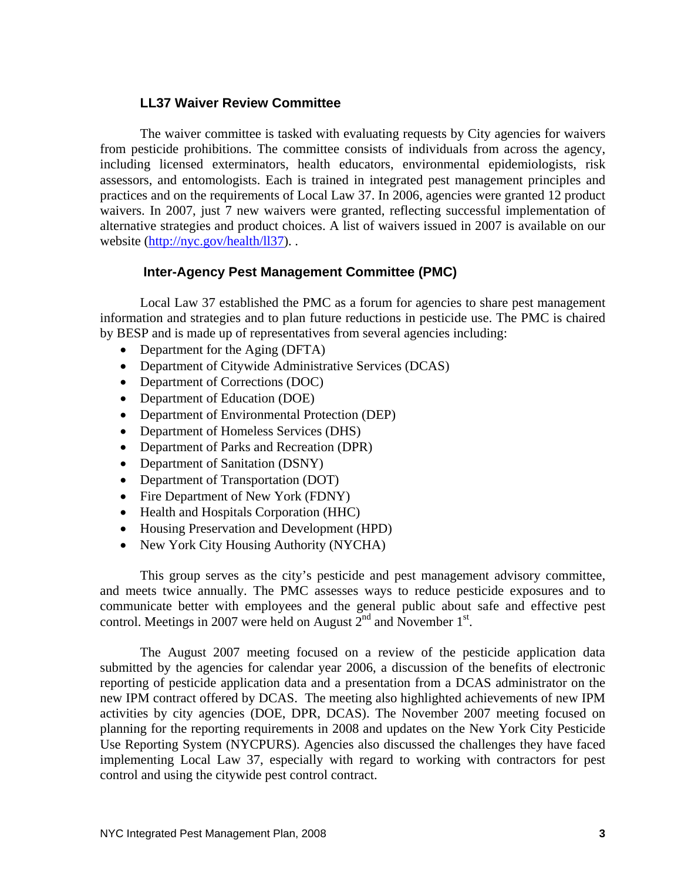### LL37 Waiver Review Committee

The waiver committee is tasked with evaluating requests by City agencies for waivers from pesticide prohibitions. The committee consists of individuals from across the agency, including licensed exterminators, health educators, environmental epidemiologists, risk assessors, and entomologists. Each is trained in integrated pest management principles and practices and on the requirements of Local Law 37. In 2006, agencies were granted 12 product waivers. In 2007, just 7 new waivers were granted, reflecting successful implementation of alternative strategies and product choices. A list of waivers issued in 2007 is available on our website (http://nyc.gov/health/ll37). .

### Inter-Agency Pest Management Committee (PMC)

Local Law 37 established the PMC as a forum for agencies to share pest management information and strategies and to plan future reductions in pesticide use. The PMC is chaired by BESP and is made up of representatives from several agencies including:

- Department for the Aging (DFTA)
- Department of Citywide Administrative Services (DCAS)
- Department of Corrections (DOC)
- Department of Education (DOE)
- Department of Environmental Protection (DEP)
- Department of Homeless Services (DHS)
- Department of Parks and Recreation (DPR)
- Department of Sanitation (DSNY)
- Department of Transportation (DOT)
- Fire Department of New York (FDNY)
- Health and Hospitals Corporation (HHC)
- Housing Preservation and Development (HPD)
- New York City Housing Authority (NYCHA)

This group serves as the city's pesticide and pest management advisory committee, and meets twice annually. The PMC assesses ways to reduce pesticide exposures and to communicate better with employees and the general public about safe and effective pest control. Meetings in 2007 were held on August 2nd and November 1st.

The August 2007 meeting focused on a review of the pesticide application data submitted by the agencies for calendar year 2006, a discussion of the benefits of electronic reporting of pesticide application data and a presentation from a DCAS administrator on the new IPM contract offered by DCAS. The meeting also highlighted achievements of new IPM activities by city agencies (DOE, DPR, DCAS). The November 2007 meeting focused on planning for the reporting requirements in 2008 and updates on the New York City Pesticide Use Reporting System (NYCPURS). Agencies also discussed the challenges they have faced implementing Local Law 37, especially with regard to working with contractors for pest control and using the citywide pest control contract.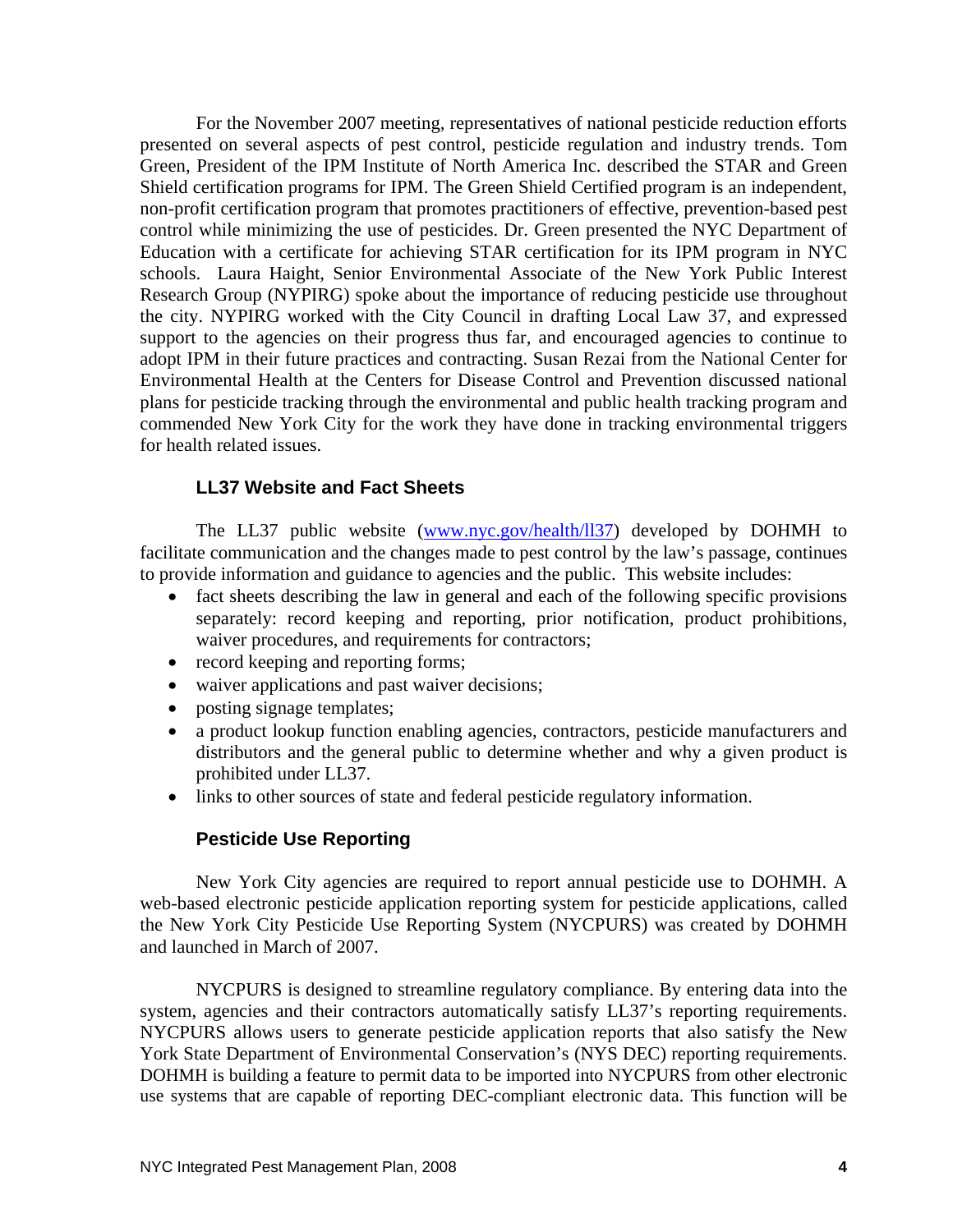For the November 2007 meeting, representatives of national pesticide reduction efforts presented on several aspects of pest control, pesticide regulation and industry trends. Tom Green, President of the IPM Institute of North America Inc. described the STAR and Green Shield certification programs for IPM. The Green Shield Certified program is an independent, non-profit certification program that promotes practitioners of effective, prevention-based pest control while minimizing the use of pesticides. Dr. Green presented the NYC Department of Education with a certificate for achieving STAR certification for its IPM program in NYC schools. Laura Haight, Senior Environmental Associate of the New York Public Interest Research Group (NYPIRG) spoke about the importance of reducing pesticide use throughout the city. NYPIRG worked with the City Council in drafting Local Law 37, and expressed support to the agencies on their progress thus far, and encouraged agencies to continue to adopt IPM in their future practices and contracting. Susan Rezai from the National Center for Environmental Health at the Centers for Disease Control and Prevention discussed national plans for pesticide tracking through the environmental and public health tracking program and commended New York City for the work they have done in tracking environmental triggers for health related issues.

### LL37 Website and Fact Sheets

The LL37 public website (www.nyc.gov/health/ll37) developed by DOHMH to facilitate communication and the changes made to pest control by the law's passage, continues to provide information and guidance to agencies and the public. This website includes:

- fact sheets describing the law in general and each of the following specific provisions separately: record keeping and reporting, prior notification, product prohibitions, waiver procedures, and requirements for contractors;
- record keeping and reporting forms;
- waiver applications and past waiver decisions;
- posting signage templates;
- a product lookup function enabling agencies, contractors, pesticide manufacturers and distributors and the general public to determine whether and why a given product is prohibited under LL37.
- links to other sources of state and federal pesticide regulatory information.

### Pesticide Use Reporting

New York City agencies are required to report annual pesticide use to DOHMH. A web-based electronic pesticide application reporting system for pesticide applications, called the New York City Pesticide Use Reporting System (NYCPURS) was created by DOHMH and launched in March of 2007.

NYCPURS is designed to streamline regulatory compliance. By entering data into the system, agencies and their contractors automatically satisfy LL37's reporting requirements. NYCPURS allows users to generate pesticide application reports that also satisfy the New York State Department of Environmental Conservation's (NYS DEC) reporting requirements. DOHMH is building a feature to permit data to be imported into NYCPURS from other electronic use systems that are capable of reporting DEC-compliant electronic data. This function will be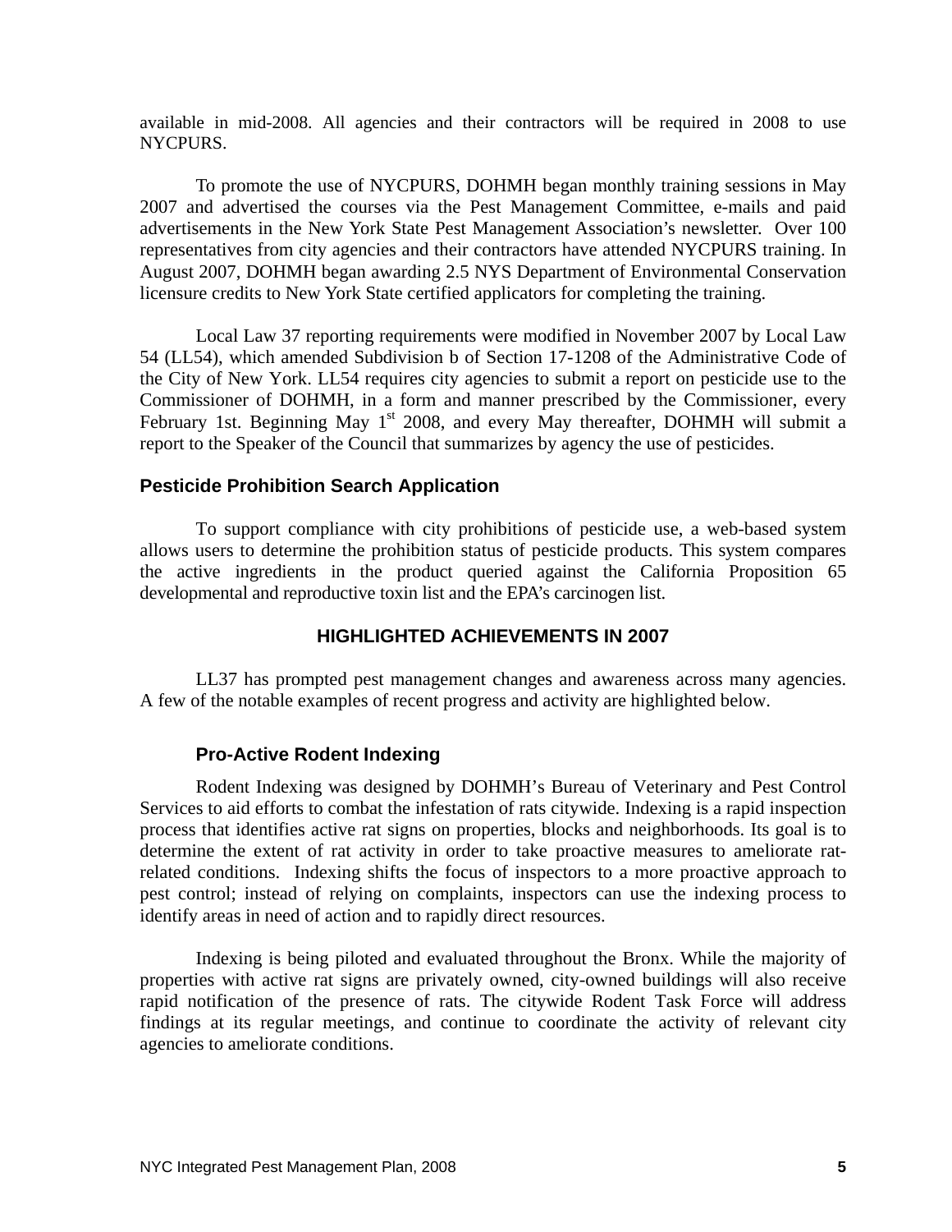available in mid-2008. All agencies and their contractors will be required in 2008 to use NYCPURS.

To promote the use of NYCPURS, DOHMH began monthly training sessions in May 2007 and advertised the courses via the Pest Management Committee, e-mails and paid advertisements in the New York State Pest Management Association's newsletter. Over 100 representatives from city agencies and their contractors have attended NYCPURS training. In August 2007, DOHMH began awarding 2.5 NYS Department of Environmental Conservation licensure credits to New York State certified applicators for completing the training.

Local Law 37 reporting requirements were modified in November 2007 by Local Law 54 (LL54), which amended Subdivision b of Section 17-1208 of the Administrative Code of the City of New York. LL54 requires city agencies to submit a report on pesticide use to the Commissioner of DOHMH, in a form and manner prescribed by the Commissioner, every February 1st. Beginning May 1st 2008, and every May thereafter, DOHMH will submit a report to the Speaker of the Council that summarizes by agency the use of pesticides.

### Pesticide Prohibition Search Application

To support compliance with city prohibitions of pesticide use, a web-based system allows users to determine the prohibition status of pesticide products. This system compares the active ingredients in the product queried against the California Proposition 65 developmental and reproductive toxin list and the EPA's carcinogen list.

## HIGHLIGHTED ACHIEVEMENTS IN 2007

LL37 has prompted pest management changes and awareness across many agencies. A few of the notable examples of recent progress and activity are highlighted below.

### Pro-Active Rodent Indexing

Rodent Indexing was designed by DOHMH's Bureau of Veterinary and Pest Control Services to aid efforts to combat the infestation of rats citywide. Indexing is a rapid inspection process that identifies active rat signs on properties, blocks and neighborhoods. Its goal is to determine the extent of rat activity in order to take proactive measures to ameliorate rat-related conditions. Indexing shifts the focus of inspectors to a more proactive approach to pest control; instead of relying on complaints, inspectors can use the indexing process to identify areas in need of action and to rapidly direct resources.

Indexing is being piloted and evaluated throughout the Bronx. While the majority of properties with active rat signs are privately owned, city-owned buildings will also receive rapid notification of the presence of rats. The citywide Rodent Task Force will address findings at its regular meetings, and continue to coordinate the activity of relevant city agencies to ameliorate conditions.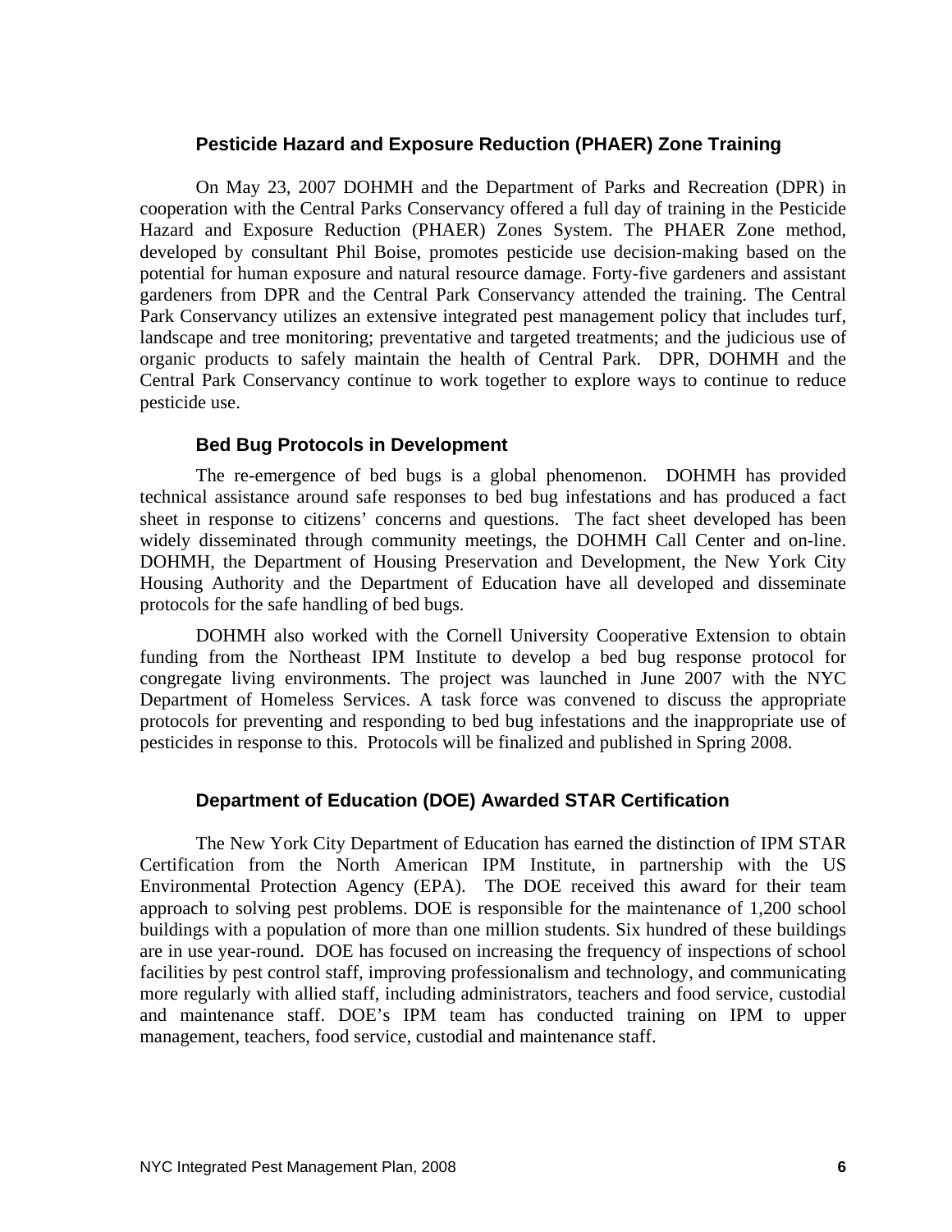### Pesticide Hazard and Exposure Reduction (PHAER) Zone Training

On May 23, 2007 DOHMH and the Department of Parks and Recreation (DPR) in cooperation with the Central Parks Conservancy offered a full day of training in the Pesticide Hazard and Exposure Reduction (PHAER) Zones System. The PHAER Zone method, developed by consultant Phil Boise, promotes pesticide use decision-making based on the potential for human exposure and natural resource damage. Forty-five gardeners and assistant gardeners from DPR and the Central Park Conservancy attended the training. The Central Park Conservancy utilizes an extensive integrated pest management policy that includes turf, landscape and tree monitoring; preventative and targeted treatments; and the judicious use of organic products to safely maintain the health of Central Park. DPR, DOHMH and the Central Park Conservancy continue to work together to explore ways to continue to reduce pesticide use.

### Bed Bug Protocols in Development

The re-emergence of bed bugs is a global phenomenon. DOHMH has provided technical assistance around safe responses to bed bug infestations and has produced a fact sheet in response to citizens' concerns and questions. The fact sheet developed has been widely disseminated through community meetings, the DOHMH Call Center and on-line. DOHMH, the Department of Housing Preservation and Development, the New York City Housing Authority and the Department of Education have all developed and disseminate protocols for the safe handling of bed bugs.

DOHMH also worked with the Cornell University Cooperative Extension to obtain funding from the Northeast IPM Institute to develop a bed bug response protocol for congregate living environments. The project was launched in June 2007 with the NYC Department of Homeless Services. A task force was convened to discuss the appropriate protocols for preventing and responding to bed bug infestations and the inappropriate use of pesticides in response to this. Protocols will be finalized and published in Spring 2008.

### Department of Education (DOE) Awarded STAR Certification

The New York City Department of Education has earned the distinction of IPM STAR Certification from the North American IPM Institute, in partnership with the US Environmental Protection Agency (EPA). The DOE received this award for their team approach to solving pest problems. DOE is responsible for the maintenance of 1,200 school buildings with a population of more than one million students. Six hundred of these buildings are in use year-round. DOE has focused on increasing the frequency of inspections of school facilities by pest control staff, improving professionalism and technology, and communicating more regularly with allied staff, including administrators, teachers and food service, custodial and maintenance staff. DOE's IPM team has conducted training on IPM to upper management, teachers, food service, custodial and maintenance staff.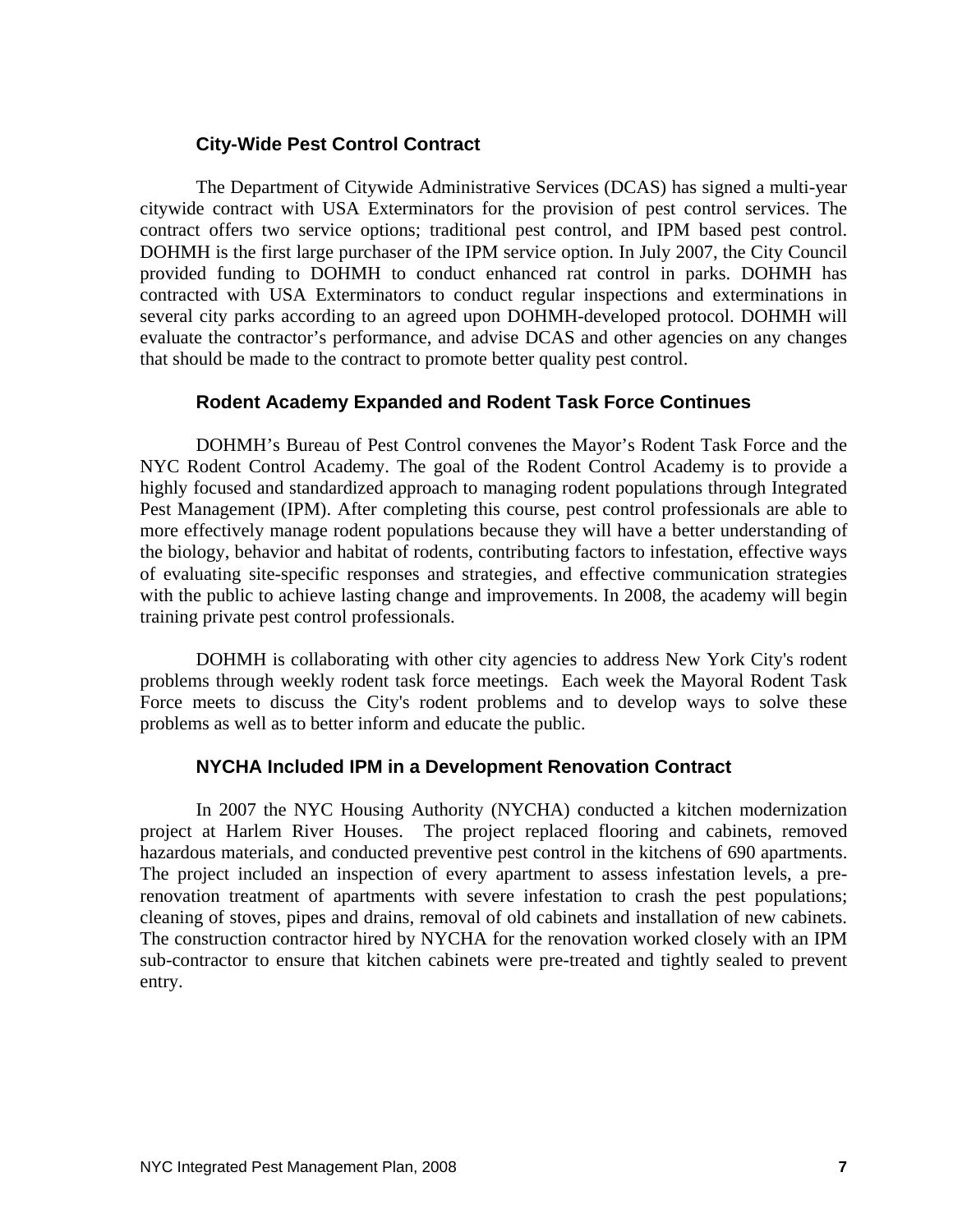### City-Wide Pest Control Contract

The Department of Citywide Administrative Services (DCAS) has signed a multi-year citywide contract with USA Exterminators for the provision of pest control services. The contract offers two service options; traditional pest control, and IPM based pest control. DOHMH is the first large purchaser of the IPM service option. In July 2007, the City Council provided funding to DOHMH to conduct enhanced rat control in parks. DOHMH has contracted with USA Exterminators to conduct regular inspections and exterminations in several city parks according to an agreed upon DOHMH-developed protocol. DOHMH will evaluate the contractor's performance, and advise DCAS and other agencies on any changes that should be made to the contract to promote better quality pest control.

### Rodent Academy Expanded and Rodent Task Force Continues

DOHMH's Bureau of Pest Control convenes the Mayor's Rodent Task Force and the NYC Rodent Control Academy. The goal of the Rodent Control Academy is to provide a highly focused and standardized approach to managing rodent populations through Integrated Pest Management (IPM). After completing this course, pest control professionals are able to more effectively manage rodent populations because they will have a better understanding of the biology, behavior and habitat of rodents, contributing factors to infestation, effective ways of evaluating site-specific responses and strategies, and effective communication strategies with the public to achieve lasting change and improvements. In 2008, the academy will begin training private pest control professionals.

DOHMH is collaborating with other city agencies to address New York City's rodent problems through weekly rodent task force meetings. Each week the Mayoral Rodent Task Force meets to discuss the City's rodent problems and to develop ways to solve these problems as well as to better inform and educate the public.

### NYCHA Included IPM in a Development Renovation Contract

In 2007 the NYC Housing Authority (NYCHA) conducted a kitchen modernization project at Harlem River Houses. The project replaced flooring and cabinets, removed hazardous materials, and conducted preventive pest control in the kitchens of 690 apartments. The project included an inspection of every apartment to assess infestation levels, a pre-renovation treatment of apartments with severe infestation to crash the pest populations; cleaning of stoves, pipes and drains, removal of old cabinets and installation of new cabinets. The construction contractor hired by NYCHA for the renovation worked closely with an IPM sub-contractor to ensure that kitchen cabinets were pre-treated and tightly sealed to prevent entry.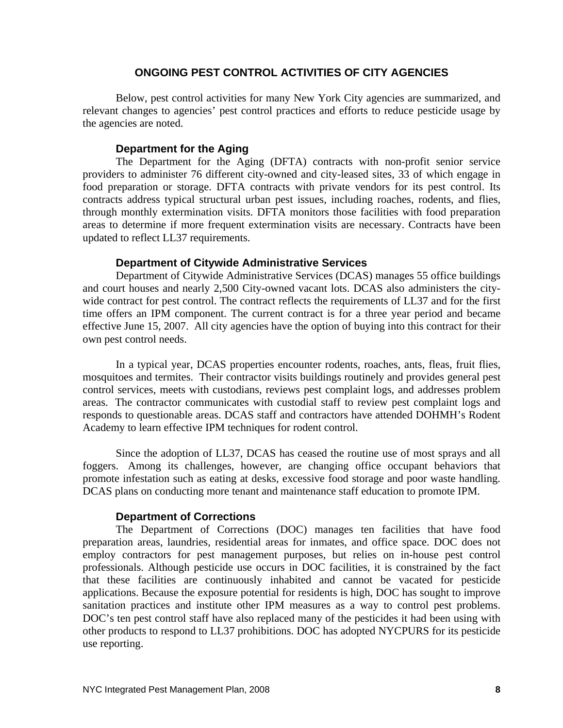## ONGOING PEST CONTROL ACTIVITIES OF CITY AGENCIES

Below, pest control activities for many New York City agencies are summarized, and relevant changes to agencies' pest control practices and efforts to reduce pesticide usage by the agencies are noted.

### Department for the Aging

The Department for the Aging (DFTA) contracts with non-profit senior service providers to administer 76 different city-owned and city-leased sites, 33 of which engage in food preparation or storage. DFTA contracts with private vendors for its pest control. Its contracts address typical structural urban pest issues, including roaches, rodents, and flies, through monthly extermination visits. DFTA monitors those facilities with food preparation areas to determine if more frequent extermination visits are necessary. Contracts have been updated to reflect LL37 requirements.

### Department of Citywide Administrative Services

Department of Citywide Administrative Services (DCAS) manages 55 office buildings and court houses and nearly 2,500 City-owned vacant lots. DCAS also administers the city-wide contract for pest control. The contract reflects the requirements of LL37 and for the first time offers an IPM component. The current contract is for a three year period and became effective June 15, 2007. All city agencies have the option of buying into this contract for their own pest control needs.

In a typical year, DCAS properties encounter rodents, roaches, ants, fleas, fruit flies, mosquitoes and termites. Their contractor visits buildings routinely and provides general pest control services, meets with custodians, reviews pest complaint logs, and addresses problem areas. The contractor communicates with custodial staff to review pest complaint logs and responds to questionable areas. DCAS staff and contractors have attended DOHMH's Rodent Academy to learn effective IPM techniques for rodent control.

Since the adoption of LL37, DCAS has ceased the routine use of most sprays and all foggers. Among its challenges, however, are changing office occupant behaviors that promote infestation such as eating at desks, excessive food storage and poor waste handling. DCAS plans on conducting more tenant and maintenance staff education to promote IPM.

### Department of Corrections

The Department of Corrections (DOC) manages ten facilities that have food preparation areas, laundries, residential areas for inmates, and office space. DOC does not employ contractors for pest management purposes, but relies on in-house pest control professionals. Although pesticide use occurs in DOC facilities, it is constrained by the fact that these facilities are continuously inhabited and cannot be vacated for pesticide applications. Because the exposure potential for residents is high, DOC has sought to improve sanitation practices and institute other IPM measures as a way to control pest problems. DOC's ten pest control staff have also replaced many of the pesticides it had been using with other products to respond to LL37 prohibitions. DOC has adopted NYCPURS for its pesticide use reporting.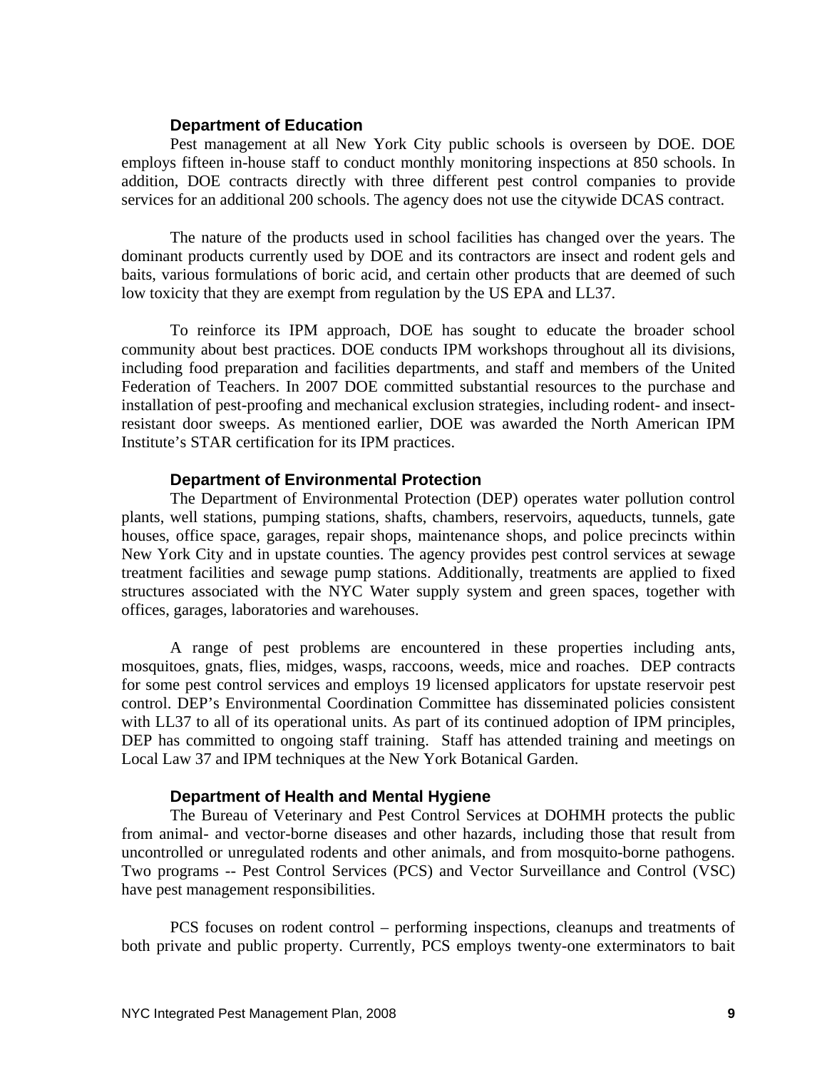### Department of Education

Pest management at all New York City public schools is overseen by DOE. DOE employs fifteen in-house staff to conduct monthly monitoring inspections at 850 schools. In addition, DOE contracts directly with three different pest control companies to provide services for an additional 200 schools. The agency does not use the citywide DCAS contract.

The nature of the products used in school facilities has changed over the years. The dominant products currently used by DOE and its contractors are insect and rodent gels and baits, various formulations of boric acid, and certain other products that are deemed of such low toxicity that they are exempt from regulation by the US EPA and LL37.

To reinforce its IPM approach, DOE has sought to educate the broader school community about best practices. DOE conducts IPM workshops throughout all its divisions, including food preparation and facilities departments, and staff and members of the United Federation of Teachers. In 2007 DOE committed substantial resources to the purchase and installation of pest-proofing and mechanical exclusion strategies, including rodent- and insect-resistant door sweeps. As mentioned earlier, DOE was awarded the North American IPM Institute's STAR certification for its IPM practices.

### Department of Environmental Protection

The Department of Environmental Protection (DEP) operates water pollution control plants, well stations, pumping stations, shafts, chambers, reservoirs, aqueducts, tunnels, gate houses, office space, garages, repair shops, maintenance shops, and police precincts within New York City and in upstate counties. The agency provides pest control services at sewage treatment facilities and sewage pump stations. Additionally, treatments are applied to fixed structures associated with the NYC Water supply system and green spaces, together with offices, garages, laboratories and warehouses.

A range of pest problems are encountered in these properties including ants, mosquitoes, gnats, flies, midges, wasps, raccoons, weeds, mice and roaches. DEP contracts for some pest control services and employs 19 licensed applicators for upstate reservoir pest control. DEP's Environmental Coordination Committee has disseminated policies consistent with LL37 to all of its operational units. As part of its continued adoption of IPM principles, DEP has committed to ongoing staff training. Staff has attended training and meetings on Local Law 37 and IPM techniques at the New York Botanical Garden.

### Department of Health and Mental Hygiene

The Bureau of Veterinary and Pest Control Services at DOHMH protects the public from animal- and vector-borne diseases and other hazards, including those that result from uncontrolled or unregulated rodents and other animals, and from mosquito-borne pathogens. Two programs -- Pest Control Services (PCS) and Vector Surveillance and Control (VSC) have pest management responsibilities.

PCS focuses on rodent control – performing inspections, cleanups and treatments of both private and public property. Currently, PCS employs twenty-one exterminators to bait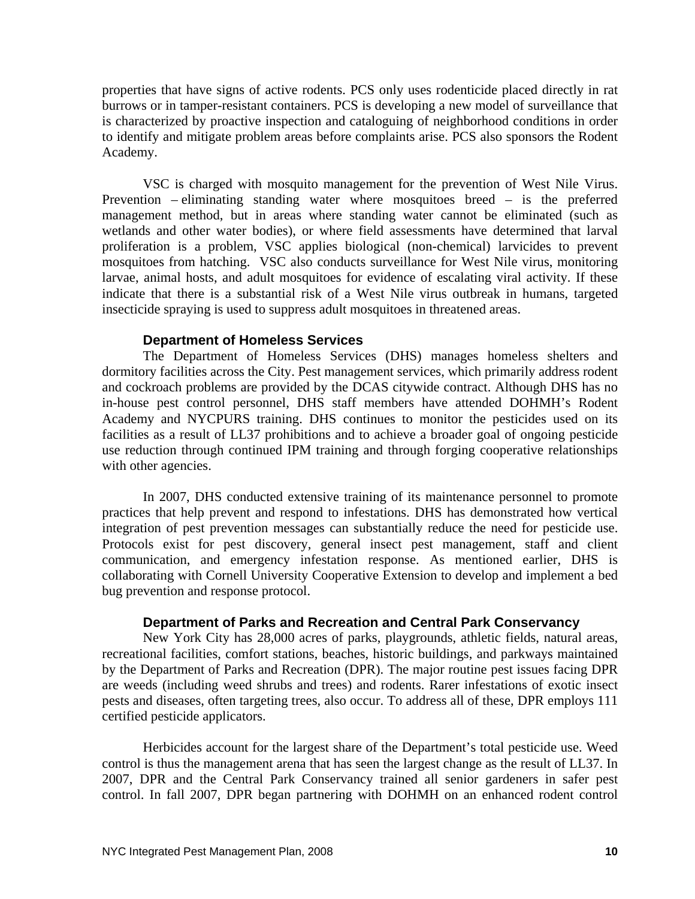properties that have signs of active rodents. PCS only uses rodenticide placed directly in rat burrows or in tamper-resistant containers. PCS is developing a new model of surveillance that is characterized by proactive inspection and cataloguing of neighborhood conditions in order to identify and mitigate problem areas before complaints arise. PCS also sponsors the Rodent Academy.

VSC is charged with mosquito management for the prevention of West Nile Virus. Prevention – eliminating standing water where mosquitoes breed – is the preferred management method, but in areas where standing water cannot be eliminated (such as wetlands and other water bodies), or where field assessments have determined that larval proliferation is a problem, VSC applies biological (non-chemical) larvicides to prevent mosquitoes from hatching. VSC also conducts surveillance for West Nile virus, monitoring larvae, animal hosts, and adult mosquitoes for evidence of escalating viral activity. If these indicate that there is a substantial risk of a West Nile virus outbreak in humans, targeted insecticide spraying is used to suppress adult mosquitoes in threatened areas.

### Department of Homeless Services

The Department of Homeless Services (DHS) manages homeless shelters and dormitory facilities across the City. Pest management services, which primarily address rodent and cockroach problems are provided by the DCAS citywide contract. Although DHS has no in-house pest control personnel, DHS staff members have attended DOHMH's Rodent Academy and NYCPURS training. DHS continues to monitor the pesticides used on its facilities as a result of LL37 prohibitions and to achieve a broader goal of ongoing pesticide use reduction through continued IPM training and through forging cooperative relationships with other agencies.

In 2007, DHS conducted extensive training of its maintenance personnel to promote practices that help prevent and respond to infestations. DHS has demonstrated how vertical integration of pest prevention messages can substantially reduce the need for pesticide use. Protocols exist for pest discovery, general insect pest management, staff and client communication, and emergency infestation response. As mentioned earlier, DHS is collaborating with Cornell University Cooperative Extension to develop and implement a bed bug prevention and response protocol.

### Department of Parks and Recreation and Central Park Conservancy

New York City has 28,000 acres of parks, playgrounds, athletic fields, natural areas, recreational facilities, comfort stations, beaches, historic buildings, and parkways maintained by the Department of Parks and Recreation (DPR). The major routine pest issues facing DPR are weeds (including weed shrubs and trees) and rodents. Rarer infestations of exotic insect pests and diseases, often targeting trees, also occur. To address all of these, DPR employs 111 certified pesticide applicators.

Herbicides account for the largest share of the Department's total pesticide use. Weed control is thus the management arena that has seen the largest change as the result of LL37. In 2007, DPR and the Central Park Conservancy trained all senior gardeners in safer pest control. In fall 2007, DPR began partnering with DOHMH on an enhanced rodent control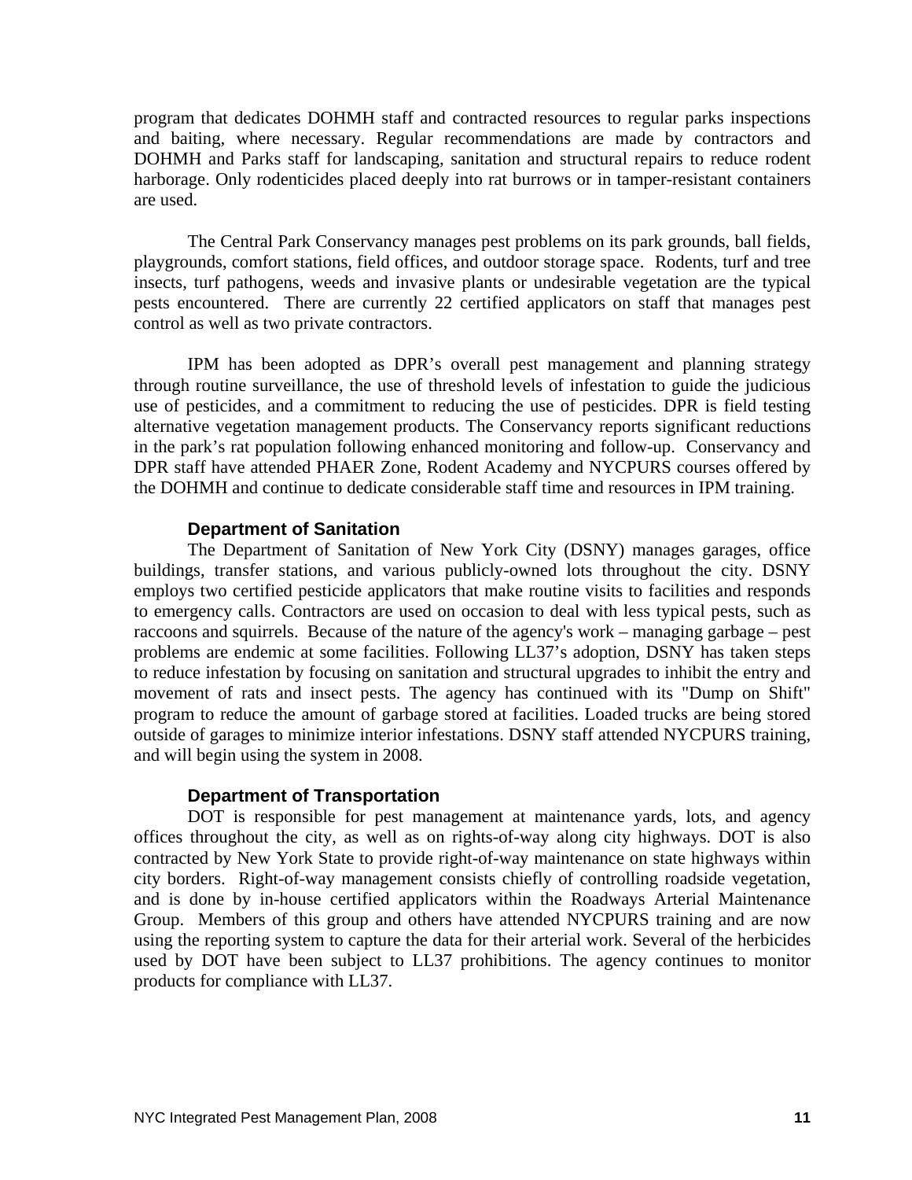program that dedicates DOHMH staff and contracted resources to regular parks inspections and baiting, where necessary. Regular recommendations are made by contractors and DOHMH and Parks staff for landscaping, sanitation and structural repairs to reduce rodent harborage. Only rodenticides placed deeply into rat burrows or in tamper-resistant containers are used.

The Central Park Conservancy manages pest problems on its park grounds, ball fields, playgrounds, comfort stations, field offices, and outdoor storage space. Rodents, turf and tree insects, turf pathogens, weeds and invasive plants or undesirable vegetation are the typical pests encountered. There are currently 22 certified applicators on staff that manages pest control as well as two private contractors.

IPM has been adopted as DPR's overall pest management and planning strategy through routine surveillance, the use of threshold levels of infestation to guide the judicious use of pesticides, and a commitment to reducing the use of pesticides. DPR is field testing alternative vegetation management products. The Conservancy reports significant reductions in the park's rat population following enhanced monitoring and follow-up. Conservancy and DPR staff have attended PHAER Zone, Rodent Academy and NYCPURS courses offered by the DOHMH and continue to dedicate considerable staff time and resources in IPM training.

### Department of Sanitation

The Department of Sanitation of New York City (DSNY) manages garages, office buildings, transfer stations, and various publicly-owned lots throughout the city. DSNY employs two certified pesticide applicators that make routine visits to facilities and responds to emergency calls. Contractors are used on occasion to deal with less typical pests, such as raccoons and squirrels. Because of the nature of the agency's work – managing garbage – pest problems are endemic at some facilities. Following LL37's adoption, DSNY has taken steps to reduce infestation by focusing on sanitation and structural upgrades to inhibit the entry and movement of rats and insect pests. The agency has continued with its "Dump on Shift" program to reduce the amount of garbage stored at facilities. Loaded trucks are being stored outside of garages to minimize interior infestations. DSNY staff attended NYCPURS training, and will begin using the system in 2008.

### Department of Transportation

DOT is responsible for pest management at maintenance yards, lots, and agency offices throughout the city, as well as on rights-of-way along city highways. DOT is also contracted by New York State to provide right-of-way maintenance on state highways within city borders. Right-of-way management consists chiefly of controlling roadside vegetation, and is done by in-house certified applicators within the Roadways Arterial Maintenance Group. Members of this group and others have attended NYCPURS training and are now using the reporting system to capture the data for their arterial work. Several of the herbicides used by DOT have been subject to LL37 prohibitions. The agency continues to monitor products for compliance with LL37.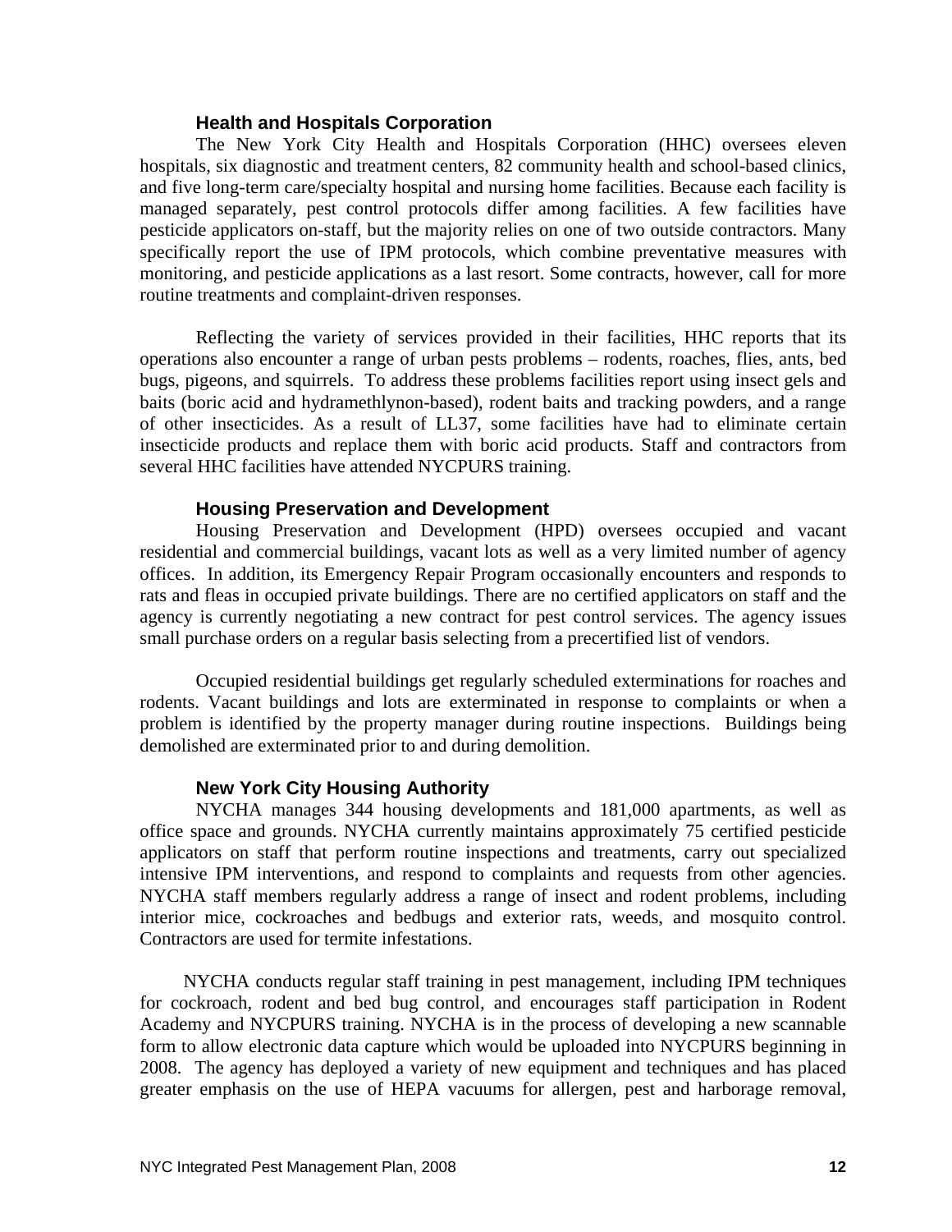### Health and Hospitals Corporation

The New York City Health and Hospitals Corporation (HHC) oversees eleven hospitals, six diagnostic and treatment centers, 82 community health and school-based clinics, and five long-term care/specialty hospital and nursing home facilities. Because each facility is managed separately, pest control protocols differ among facilities. A few facilities have pesticide applicators on-staff, but the majority relies on one of two outside contractors. Many specifically report the use of IPM protocols, which combine preventative measures with monitoring, and pesticide applications as a last resort. Some contracts, however, call for more routine treatments and complaint-driven responses.

Reflecting the variety of services provided in their facilities, HHC reports that its operations also encounter a range of urban pests problems – rodents, roaches, flies, ants, bed bugs, pigeons, and squirrels. To address these problems facilities report using insect gels and baits (boric acid and hydramethlynon-based), rodent baits and tracking powders, and a range of other insecticides. As a result of LL37, some facilities have had to eliminate certain insecticide products and replace them with boric acid products. Staff and contractors from several HHC facilities have attended NYCPURS training.

### Housing Preservation and Development

Housing Preservation and Development (HPD) oversees occupied and vacant residential and commercial buildings, vacant lots as well as a very limited number of agency offices. In addition, its Emergency Repair Program occasionally encounters and responds to rats and fleas in occupied private buildings. There are no certified applicators on staff and the agency is currently negotiating a new contract for pest control services. The agency issues small purchase orders on a regular basis selecting from a precertified list of vendors.

Occupied residential buildings get regularly scheduled exterminations for roaches and rodents. Vacant buildings and lots are exterminated in response to complaints or when a problem is identified by the property manager during routine inspections. Buildings being demolished are exterminated prior to and during demolition.

### New York City Housing Authority

NYCHA manages 344 housing developments and 181,000 apartments, as well as office space and grounds. NYCHA currently maintains approximately 75 certified pesticide applicators on staff that perform routine inspections and treatments, carry out specialized intensive IPM interventions, and respond to complaints and requests from other agencies. NYCHA staff members regularly address a range of insect and rodent problems, including interior mice, cockroaches and bedbugs and exterior rats, weeds, and mosquito control. Contractors are used for termite infestations.

NYCHA conducts regular staff training in pest management, including IPM techniques for cockroach, rodent and bed bug control, and encourages staff participation in Rodent Academy and NYCPURS training. NYCHA is in the process of developing a new scannable form to allow electronic data capture which would be uploaded into NYCPURS beginning in 2008. The agency has deployed a variety of new equipment and techniques and has placed greater emphasis on the use of HEPA vacuums for allergen, pest and harborage removal,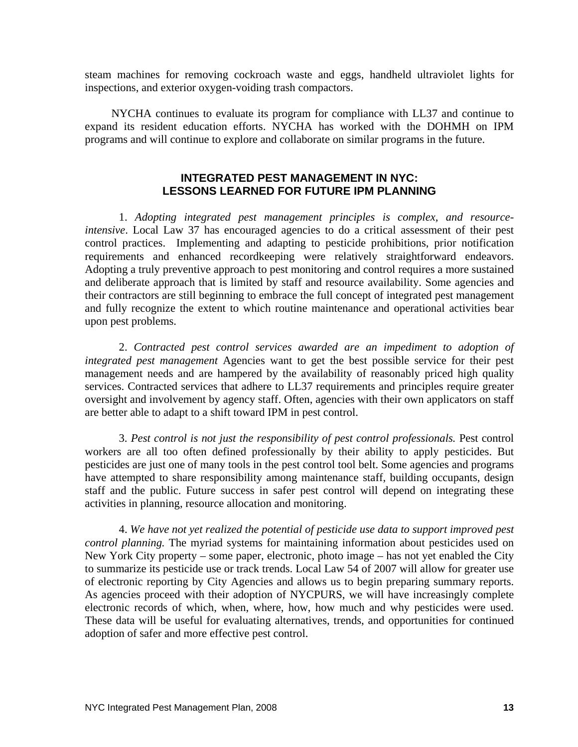steam machines for removing cockroach waste and eggs, handheld ultraviolet lights for inspections, and exterior oxygen-voiding trash compactors.

NYCHA continues to evaluate its program for compliance with LL37 and continue to expand its resident education efforts. NYCHA has worked with the DOHMH on IPM programs and will continue to explore and collaborate on similar programs in the future.

## INTEGRATED PEST MANAGEMENT IN NYC: LESSONS LEARNED FOR FUTURE IPM PLANNING

1. *Adopting integrated pest management principles is complex, and resource-intensive*. Local Law 37 has encouraged agencies to do a critical assessment of their pest control practices. Implementing and adapting to pesticide prohibitions, prior notification requirements and enhanced recordkeeping were relatively straightforward endeavors. Adopting a truly preventive approach to pest monitoring and control requires a more sustained and deliberate approach that is limited by staff and resource availability. Some agencies and their contractors are still beginning to embrace the full concept of integrated pest management and fully recognize the extent to which routine maintenance and operational activities bear upon pest problems.

2. *Contracted pest control services awarded are an impediment to adoption of integrated pest management* Agencies want to get the best possible service for their pest management needs and are hampered by the availability of reasonably priced high quality services. Contracted services that adhere to LL37 requirements and principles require greater oversight and involvement by agency staff. Often, agencies with their own applicators on staff are better able to adapt to a shift toward IPM in pest control.

3. *Pest control is not just the responsibility of pest control professionals.* Pest control workers are all too often defined professionally by their ability to apply pesticides. But pesticides are just one of many tools in the pest control tool belt. Some agencies and programs have attempted to share responsibility among maintenance staff, building occupants, design staff and the public. Future success in safer pest control will depend on integrating these activities in planning, resource allocation and monitoring.

4. *We have not yet realized the potential of pesticide use data to support improved pest control planning.* The myriad systems for maintaining information about pesticides used on New York City property – some paper, electronic, photo image – has not yet enabled the City to summarize its pesticide use or track trends. Local Law 54 of 2007 will allow for greater use of electronic reporting by City Agencies and allows us to begin preparing summary reports. As agencies proceed with their adoption of NYCPURS, we will have increasingly complete electronic records of which, when, where, how, how much and why pesticides were used. These data will be useful for evaluating alternatives, trends, and opportunities for continued adoption of safer and more effective pest control.